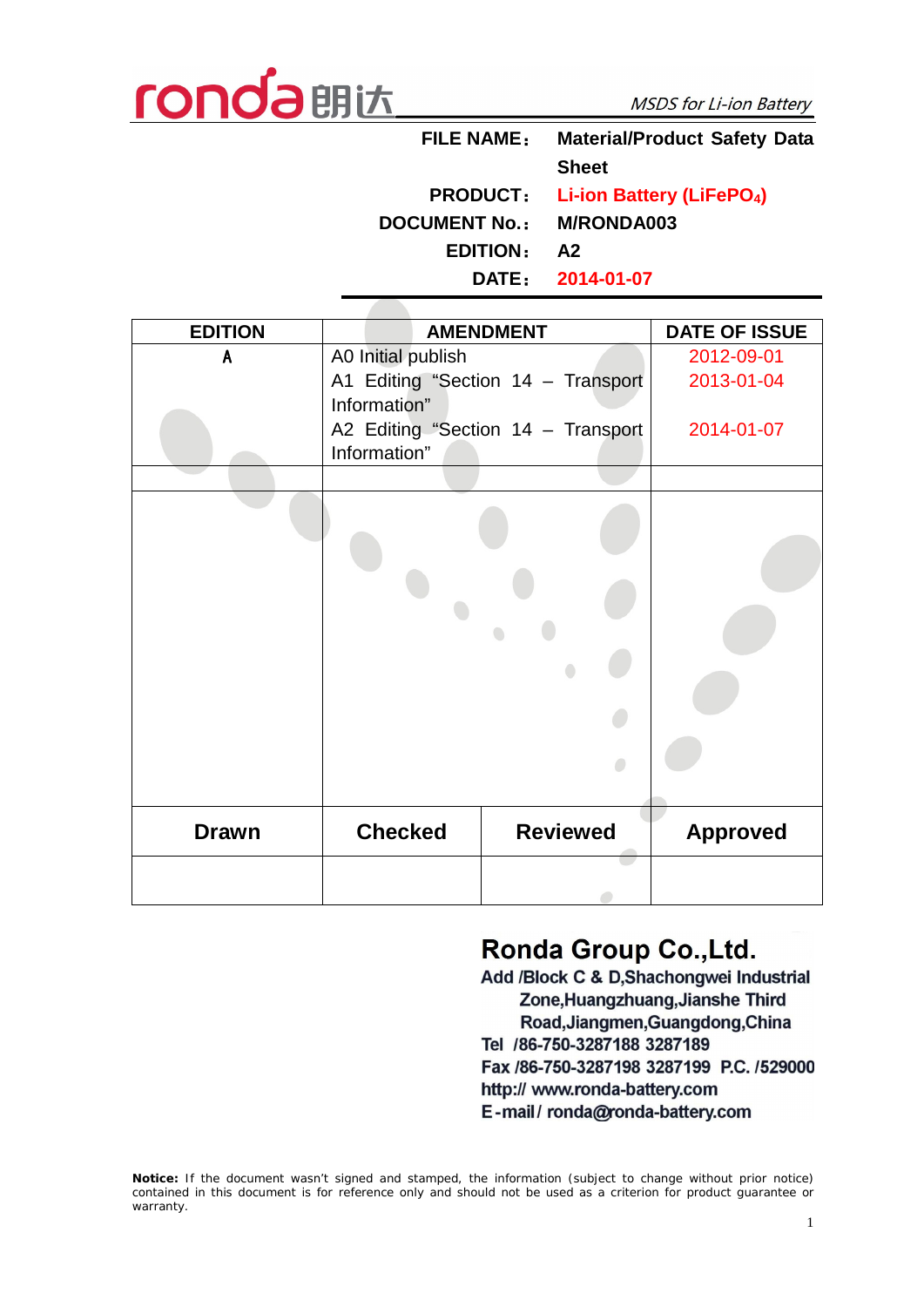ronda 朗达 — *MSDS for Li-ion Battery*

| | |
|---|---|
| **FILE NAME：** | **Material/Product Safety Data Sheet** |
| **PRODUCT：** | **Li-ion Battery ($LiFePO_4$)** |
| **DOCUMENT No.：** | **M/RONDA003** |
| **EDITION：** | **A2** |
| **DATE：** | **2014-01-07** |

| EDITION | AMENDMENT | | DATE OF ISSUE |
|---|---|---|---|
| A | A0 Initial publish<br>A1 Editing "Section 14 – Transport Information"<br>A2 Editing "Section 14 – Transport Information" | | 2012-09-01<br>2013-01-04<br>2014-01-07 |
| | | | |
| | | | |
| **Drawn** | **Checked** | **Reviewed** | **Approved** |
| | | | |

**Ronda Group Co.,Ltd.**

Add /Block C & D,Shachongwei Industrial Zone,Huangzhuang,Jianshe Third Road,Jiangmen,Guangdong,China
Tel /86-750-3287188 3287189
Fax /86-750-3287198 3287199 P.C. /529000
http:// www.ronda-battery.com
E-mail / ronda@ronda-battery.com

**Notice:** If the document wasn't signed and stamped, the information (subject to change without prior notice) contained in this document is for reference only and should not be used as a criterion for product guarantee or warranty.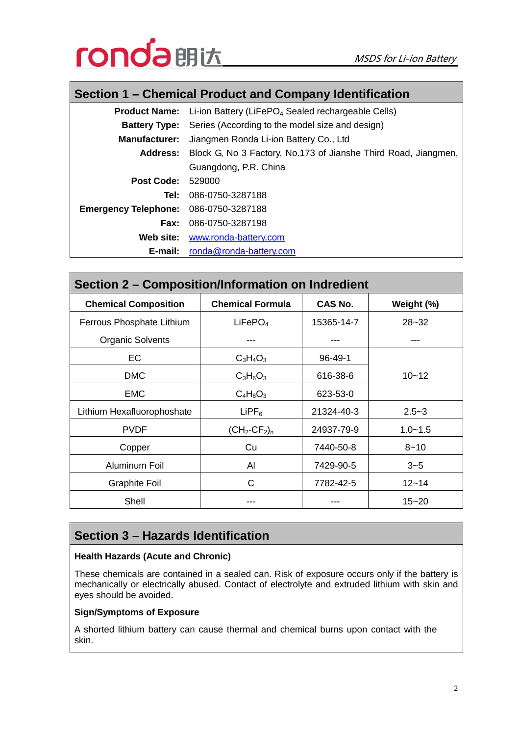## Section 1 – Chemical Product and Company Identification

| | |
|---|---|
| **Product Name:** | Li-ion Battery ($LiFePO_4$ Sealed rechargeable Cells) |
| **Battery Type:** | Series (According to the model size and design) |
| **Manufacturer:** | Jiangmen Ronda Li-ion Battery Co., Ltd |
| **Address:** | Block G, No 3 Factory, No.173 of Jianshe Third Road, Jiangmen, Guangdong, P.R. China |
| **Post Code:** | 529000 |
| **Tel:** | 086-0750-3287188 |
| **Emergency Telephone:** | 086-0750-3287188 |
| **Fax:** | 086-0750-3287198 |
| **Web site:** | www.ronda-battery.com |
| **E-mail:** | ronda@ronda-battery.com |

## Section 2 – Composition/Information on Indredient

| Chemical Composition | Chemical Formula | CAS No. | Weight (%) |
|---|---|---|---|
| Ferrous Phosphate Lithium | $LiFePO_4$ | 15365-14-7 | 28~32 |
| Organic Solvents | --- | --- | --- |
| EC | $C_3H_4O_3$ | 96-49-1 | 10~12 |
| DMC | $C_3H_6O_3$ | 616-38-6 | |
| EMC | $C_4H_8O_3$ | 623-53-0 | |
| Lithium Hexafluorophoshate | $LiPF_6$ | 21324-40-3 | 2.5~3 |
| PVDF | $(CH_2\text{-}CF_2)_n$ | 24937-79-9 | 1.0~1.5 |
| Copper | Cu | 7440-50-8 | 8~10 |
| Aluminum Foil | Al | 7429-90-5 | 3~5 |
| Graphite Foil | C | 7782-42-5 | 12~14 |
| Shell | --- | --- | 15~20 |

## Section 3 – Hazards Identification

**Health Hazards (Acute and Chronic)**

These chemicals are contained in a sealed can. Risk of exposure occurs only if the battery is mechanically or electrically abused. Contact of electrolyte and extruded lithium with skin and eyes should be avoided.

**Sign/Symptoms of Exposure**

A shorted lithium battery can cause thermal and chemical burns upon contact with the skin.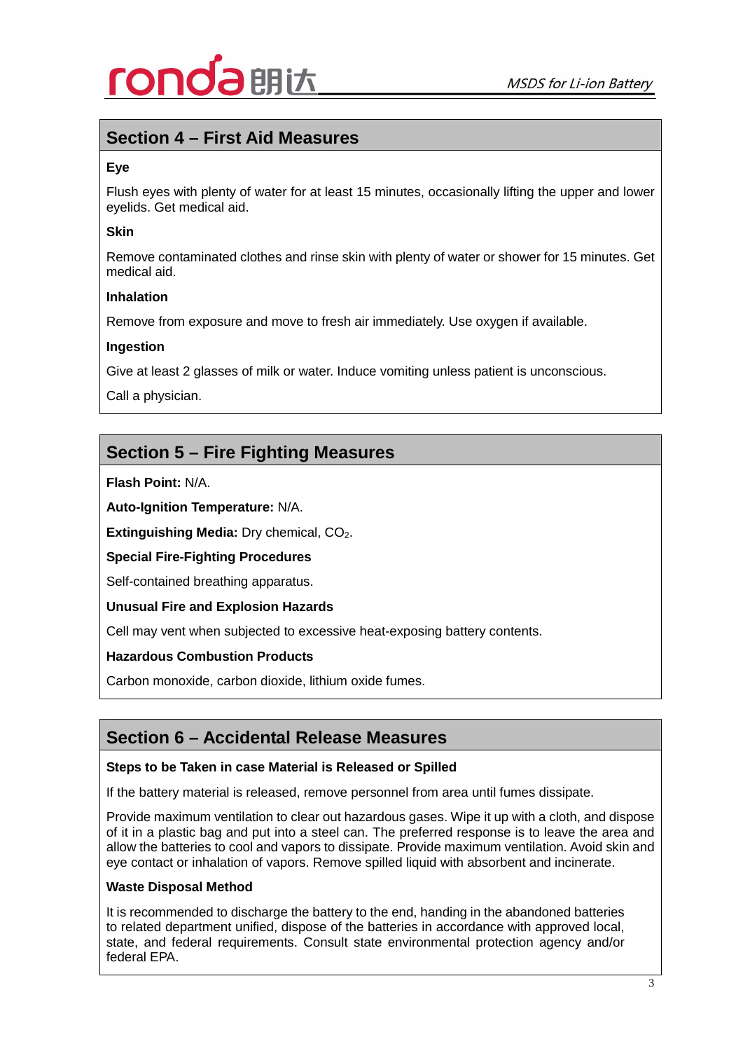## Section 4 – First Aid Measures

**Eye**

Flush eyes with plenty of water for at least 15 minutes, occasionally lifting the upper and lower eyelids. Get medical aid.

**Skin**

Remove contaminated clothes and rinse skin with plenty of water or shower for 15 minutes. Get medical aid.

**Inhalation**

Remove from exposure and move to fresh air immediately. Use oxygen if available.

**Ingestion**

Give at least 2 glasses of milk or water. Induce vomiting unless patient is unconscious.

Call a physician.

## Section 5 – Fire Fighting Measures

**Flash Point:** N/A.

**Auto-Ignition Temperature:** N/A.

**Extinguishing Media:** Dry chemical, $CO_2$.

**Special Fire-Fighting Procedures**

Self-contained breathing apparatus.

**Unusual Fire and Explosion Hazards**

Cell may vent when subjected to excessive heat-exposing battery contents.

**Hazardous Combustion Products**

Carbon monoxide, carbon dioxide, lithium oxide fumes.

## Section 6 – Accidental Release Measures

**Steps to be Taken in case Material is Released or Spilled**

If the battery material is released, remove personnel from area until fumes dissipate.

Provide maximum ventilation to clear out hazardous gases. Wipe it up with a cloth, and dispose of it in a plastic bag and put into a steel can. The preferred response is to leave the area and allow the batteries to cool and vapors to dissipate. Provide maximum ventilation. Avoid skin and eye contact or inhalation of vapors. Remove spilled liquid with absorbent and incinerate.

**Waste Disposal Method**

It is recommended to discharge the battery to the end, handing in the abandoned batteries to related department unified, dispose of the batteries in accordance with approved local, state, and federal requirements. Consult state environmental protection agency and/or federal EPA.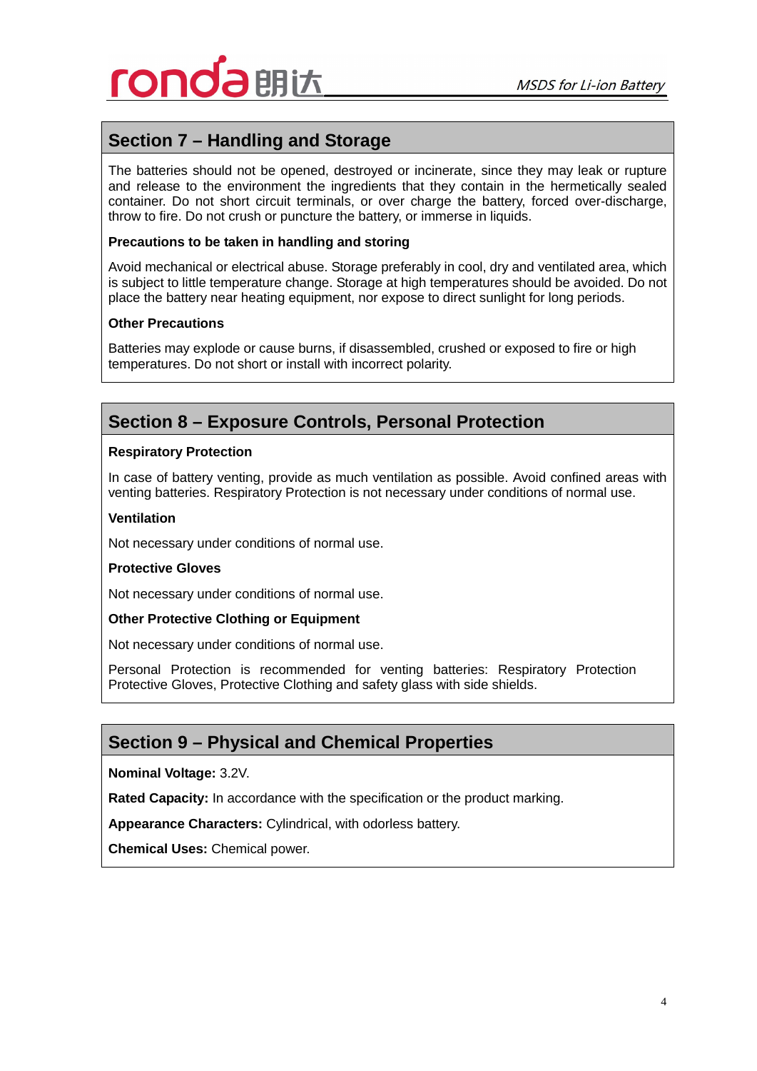## Section 7 – Handling and Storage

The batteries should not be opened, destroyed or incinerate, since they may leak or rupture and release to the environment the ingredients that they contain in the hermetically sealed container. Do not short circuit terminals, or over charge the battery, forced over-discharge, throw to fire. Do not crush or puncture the battery, or immerse in liquids.

**Precautions to be taken in handling and storing**

Avoid mechanical or electrical abuse. Storage preferably in cool, dry and ventilated area, which is subject to little temperature change. Storage at high temperatures should be avoided. Do not place the battery near heating equipment, nor expose to direct sunlight for long periods.

**Other Precautions**

Batteries may explode or cause burns, if disassembled, crushed or exposed to fire or high temperatures. Do not short or install with incorrect polarity.

## Section 8 – Exposure Controls, Personal Protection

**Respiratory Protection**

In case of battery venting, provide as much ventilation as possible. Avoid confined areas with venting batteries. Respiratory Protection is not necessary under conditions of normal use.

**Ventilation**

Not necessary under conditions of normal use.

**Protective Gloves**

Not necessary under conditions of normal use.

**Other Protective Clothing or Equipment**

Not necessary under conditions of normal use.

Personal Protection is recommended for venting batteries: Respiratory Protection Protective Gloves, Protective Clothing and safety glass with side shields.

## Section 9 – Physical and Chemical Properties

**Nominal Voltage:** 3.2V.

**Rated Capacity:** In accordance with the specification or the product marking.

**Appearance Characters:** Cylindrical, with odorless battery.

**Chemical Uses:** Chemical power.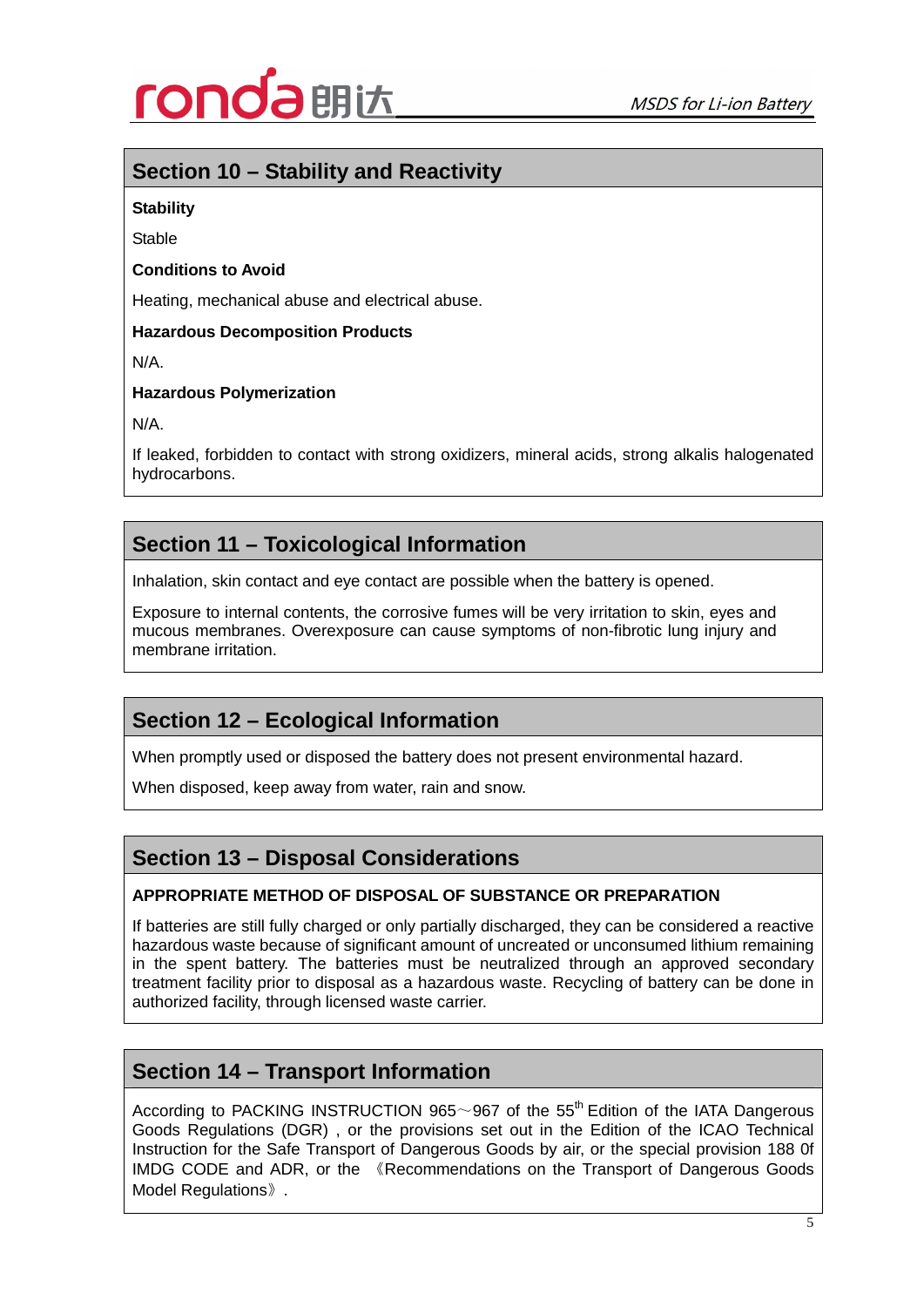## Section 10 – Stability and Reactivity

**Stability**

Stable

**Conditions to Avoid**

Heating, mechanical abuse and electrical abuse.

**Hazardous Decomposition Products**

N/A.

**Hazardous Polymerization**

N/A.

If leaked, forbidden to contact with strong oxidizers, mineral acids, strong alkalis halogenated hydrocarbons.

## Section 11 – Toxicological Information

Inhalation, skin contact and eye contact are possible when the battery is opened.

Exposure to internal contents, the corrosive fumes will be very irritation to skin, eyes and mucous membranes. Overexposure can cause symptoms of non-fibrotic lung injury and membrane irritation.

## Section 12 – Ecological Information

When promptly used or disposed the battery does not present environmental hazard.

When disposed, keep away from water, rain and snow.

## Section 13 – Disposal Considerations

**APPROPRIATE METHOD OF DISPOSAL OF SUBSTANCE OR PREPARATION**

If batteries are still fully charged or only partially discharged, they can be considered a reactive hazardous waste because of significant amount of uncreated or unconsumed lithium remaining in the spent battery. The batteries must be neutralized through an approved secondary treatment facility prior to disposal as a hazardous waste. Recycling of battery can be done in authorized facility, through licensed waste carrier.

## Section 14 – Transport Information

According to PACKING INSTRUCTION 965～967 of the 55th Edition of the IATA Dangerous Goods Regulations (DGR) , or the provisions set out in the Edition of the ICAO Technical Instruction for the Safe Transport of Dangerous Goods by air, or the special provision 188 0f IMDG CODE and ADR, or the 《Recommendations on the Transport of Dangerous Goods Model Regulations》.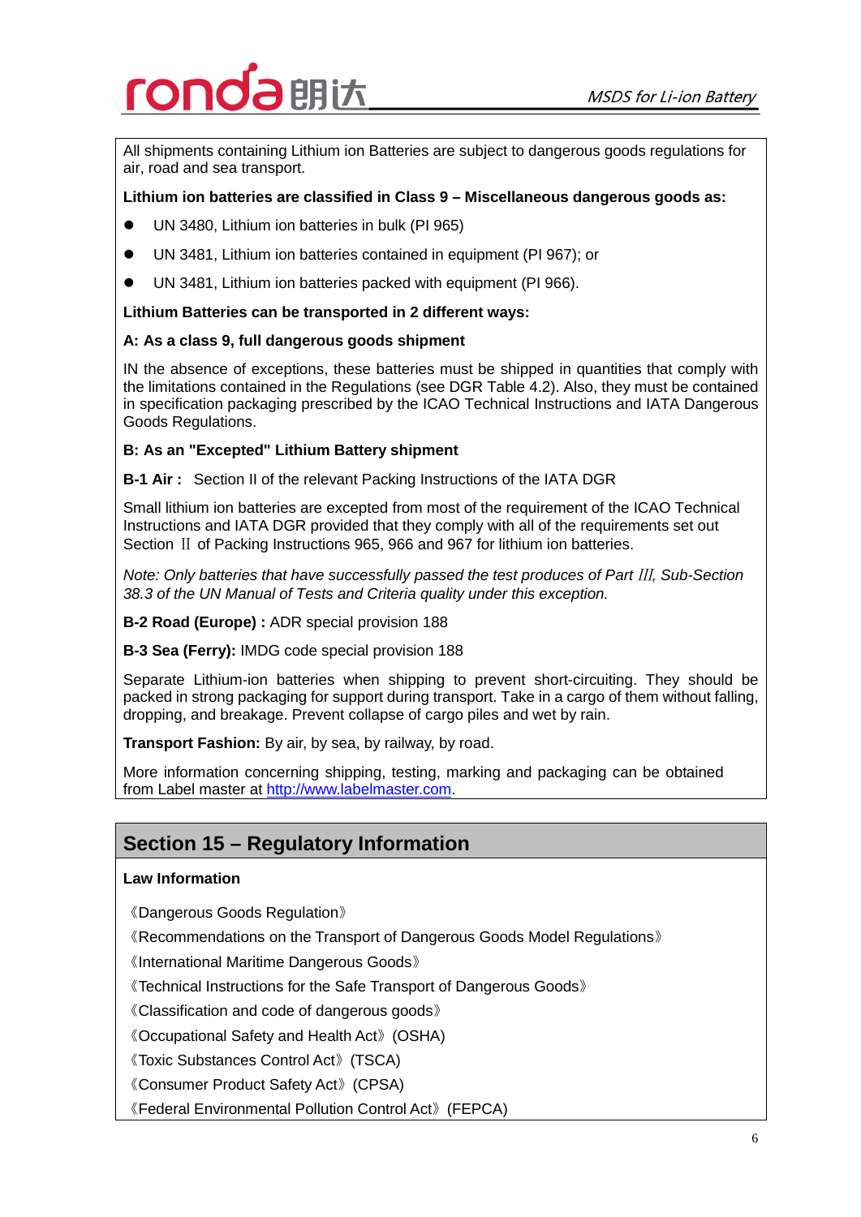All shipments containing Lithium ion Batteries are subject to dangerous goods regulations for air, road and sea transport.

**Lithium ion batteries are classified in Class 9 – Miscellaneous dangerous goods as:**

- UN 3480, Lithium ion batteries in bulk (PI 965)
- UN 3481, Lithium ion batteries contained in equipment (PI 967); or
- UN 3481, Lithium ion batteries packed with equipment (PI 966).

**Lithium Batteries can be transported in 2 different ways:**

**A: As a class 9, full dangerous goods shipment**

IN the absence of exceptions, these batteries must be shipped in quantities that comply with the limitations contained in the Regulations (see DGR Table 4.2). Also, they must be contained in specification packaging prescribed by the ICAO Technical Instructions and IATA Dangerous Goods Regulations.

**B: As an "Excepted" Lithium Battery shipment**

**B-1 Air：** Section II of the relevant Packing Instructions of the IATA DGR

Small lithium ion batteries are excepted from most of the requirement of the ICAO Technical Instructions and IATA DGR provided that they comply with all of the requirements set out Section Ⅱ of Packing Instructions 965, 966 and 967 for lithium ion batteries.

*Note: Only batteries that have successfully passed the test produces of Part Ⅲ, Sub-Section 38.3 of the UN Manual of Tests and Criteria quality under this exception.*

**B-2 Road (Europe) :** ADR special provision 188

**B-3 Sea (Ferry):** IMDG code special provision 188

Separate Lithium-ion batteries when shipping to prevent short-circuiting. They should be packed in strong packaging for support during transport. Take in a cargo of them without falling, dropping, and breakage. Prevent collapse of cargo piles and wet by rain.

**Transport Fashion:** By air, by sea, by railway, by road.

More information concerning shipping, testing, marking and packaging can be obtained from Label master at [http://www.labelmaster.com](http://www.labelmaster.com).

## Section 15 – Regulatory Information

**Law Information**

《Dangerous Goods Regulation》

《Recommendations on the Transport of Dangerous Goods Model Regulations》

《International Maritime Dangerous Goods》

《Technical Instructions for the Safe Transport of Dangerous Goods》

《Classification and code of dangerous goods》

《Occupational Safety and Health Act》(OSHA)

《Toxic Substances Control Act》(TSCA)

《Consumer Product Safety Act》(CPSA)

《Federal Environmental Pollution Control Act》(FEPCA)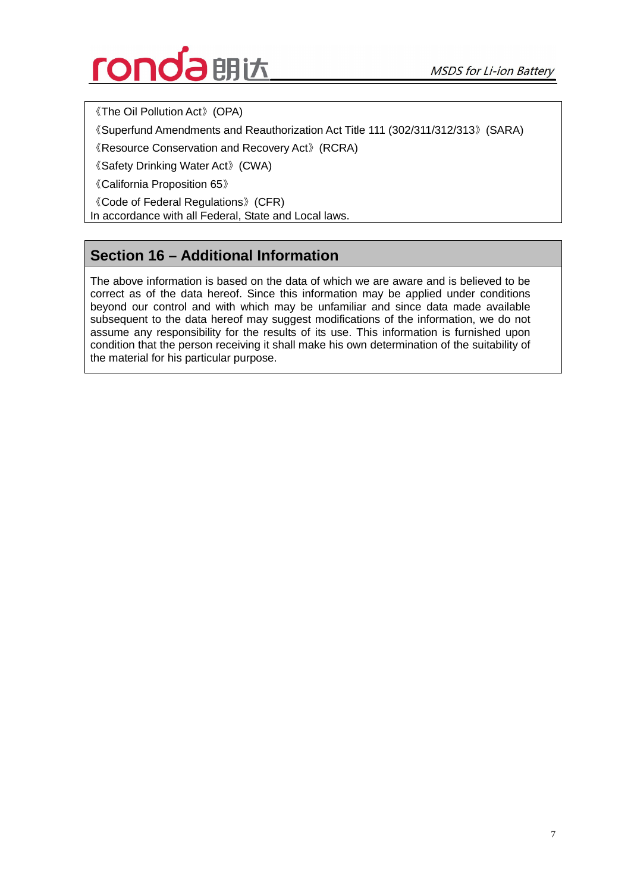《The Oil Pollution Act》(OPA)

《Superfund Amendments and Reauthorization Act Title 111 (302/311/312/313》(SARA)

《Resource Conservation and Recovery Act》(RCRA)

《Safety Drinking Water Act》(CWA)

《California Proposition 65》

《Code of Federal Regulations》(CFR)

In accordance with all Federal, State and Local laws.

## Section 16 – Additional Information

The above information is based on the data of which we are aware and is believed to be correct as of the data hereof. Since this information may be applied under conditions beyond our control and with which may be unfamiliar and since data made available subsequent to the data hereof may suggest modifications of the information, we do not assume any responsibility for the results of its use. This information is furnished upon condition that the person receiving it shall make his own determination of the suitability of the material for his particular purpose.